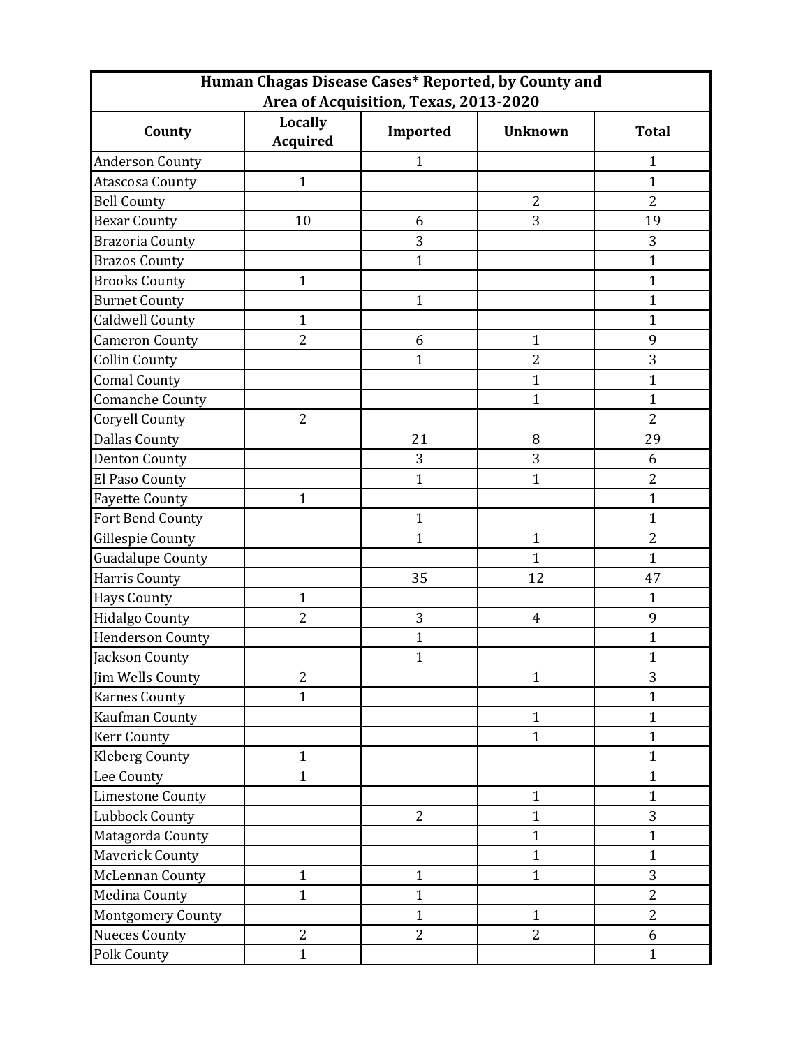| Human Chagas Disease Cases* Reported, by County and Area of Acquisition, Texas, 2013-2020 | | | | |
|---|---|---|---|---|
| County | Locally Acquired | Imported | Unknown | Total |
| Anderson County | | 1 | | 1 |
| Atascosa County | 1 | | | 1 |
| Bell County | | | 2 | 2 |
| Bexar County | 10 | 6 | 3 | 19 |
| Brazoria County | | 3 | | 3 |
| Brazos County | | 1 | | 1 |
| Brooks County | 1 | | | 1 |
| Burnet County | | 1 | | 1 |
| Caldwell County | 1 | | | 1 |
| Cameron County | 2 | 6 | 1 | 9 |
| Collin County | | 1 | 2 | 3 |
| Comal County | | | 1 | 1 |
| Comanche County | | | 1 | 1 |
| Coryell County | 2 | | | 2 |
| Dallas County | | 21 | 8 | 29 |
| Denton County | | 3 | 3 | 6 |
| El Paso County | | 1 | 1 | 2 |
| Fayette County | 1 | | | 1 |
| Fort Bend County | | 1 | | 1 |
| Gillespie County | | 1 | 1 | 2 |
| Guadalupe County | | | 1 | 1 |
| Harris County | | 35 | 12 | 47 |
| Hays County | 1 | | | 1 |
| Hidalgo County | 2 | 3 | 4 | 9 |
| Henderson County | | 1 | | 1 |
| Jackson County | | 1 | | 1 |
| Jim Wells County | 2 | | 1 | 3 |
| Karnes County | 1 | | | 1 |
| Kaufman County | | | 1 | 1 |
| Kerr County | | | 1 | 1 |
| Kleberg County | 1 | | | 1 |
| Lee County | 1 | | | 1 |
| Limestone County | | | 1 | 1 |
| Lubbock County | | 2 | 1 | 3 |
| Matagorda County | | | 1 | 1 |
| Maverick County | | | 1 | 1 |
| McLennan County | 1 | 1 | 1 | 3 |
| Medina County | 1 | 1 | | 2 |
| Montgomery County | | 1 | 1 | 2 |
| Nueces County | 2 | 2 | 2 | 6 |
| Polk County | 1 | | | 1 |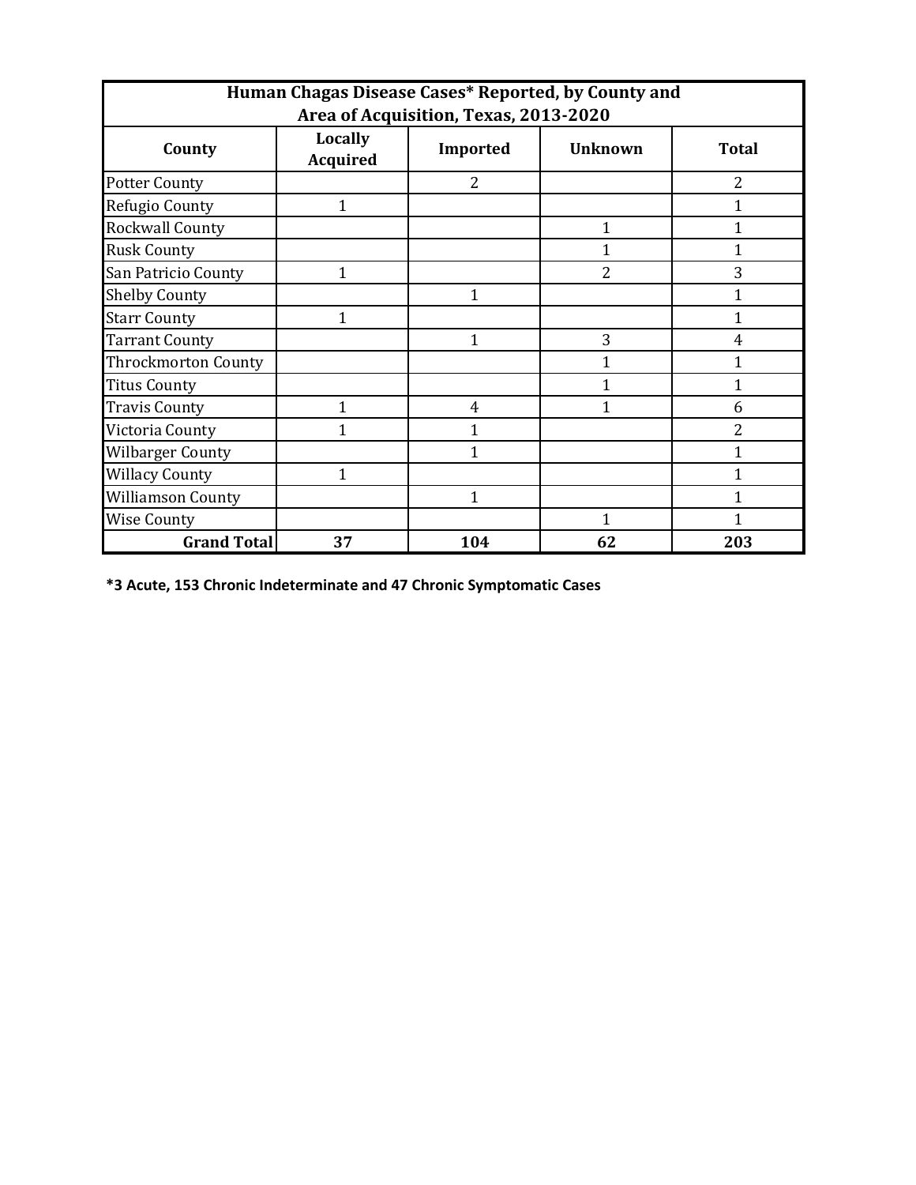| Human Chagas Disease Cases* Reported, by County and Area of Acquisition, Texas, 2013-2020 | | | | |
|---|---|---|---|---|
| **County** | **Locally Acquired** | **Imported** | **Unknown** | **Total** |
| Potter County | | 2 | | 2 |
| Refugio County | 1 | | | 1 |
| Rockwall County | | | 1 | 1 |
| Rusk County | | | 1 | 1 |
| San Patricio County | 1 | | 2 | 3 |
| Shelby County | | 1 | | 1 |
| Starr County | 1 | | | 1 |
| Tarrant County | | 1 | 3 | 4 |
| Throckmorton County | | | 1 | 1 |
| Titus County | | | 1 | 1 |
| Travis County | 1 | 4 | 1 | 6 |
| Victoria County | 1 | 1 | | 2 |
| Wilbarger County | | 1 | | 1 |
| Willacy County | 1 | | | 1 |
| Williamson County | | 1 | | 1 |
| Wise County | | | 1 | 1 |
| **Grand Total** | **37** | **104** | **62** | **203** |

**\*3 Acute, 153 Chronic Indeterminate and 47 Chronic Symptomatic Cases**